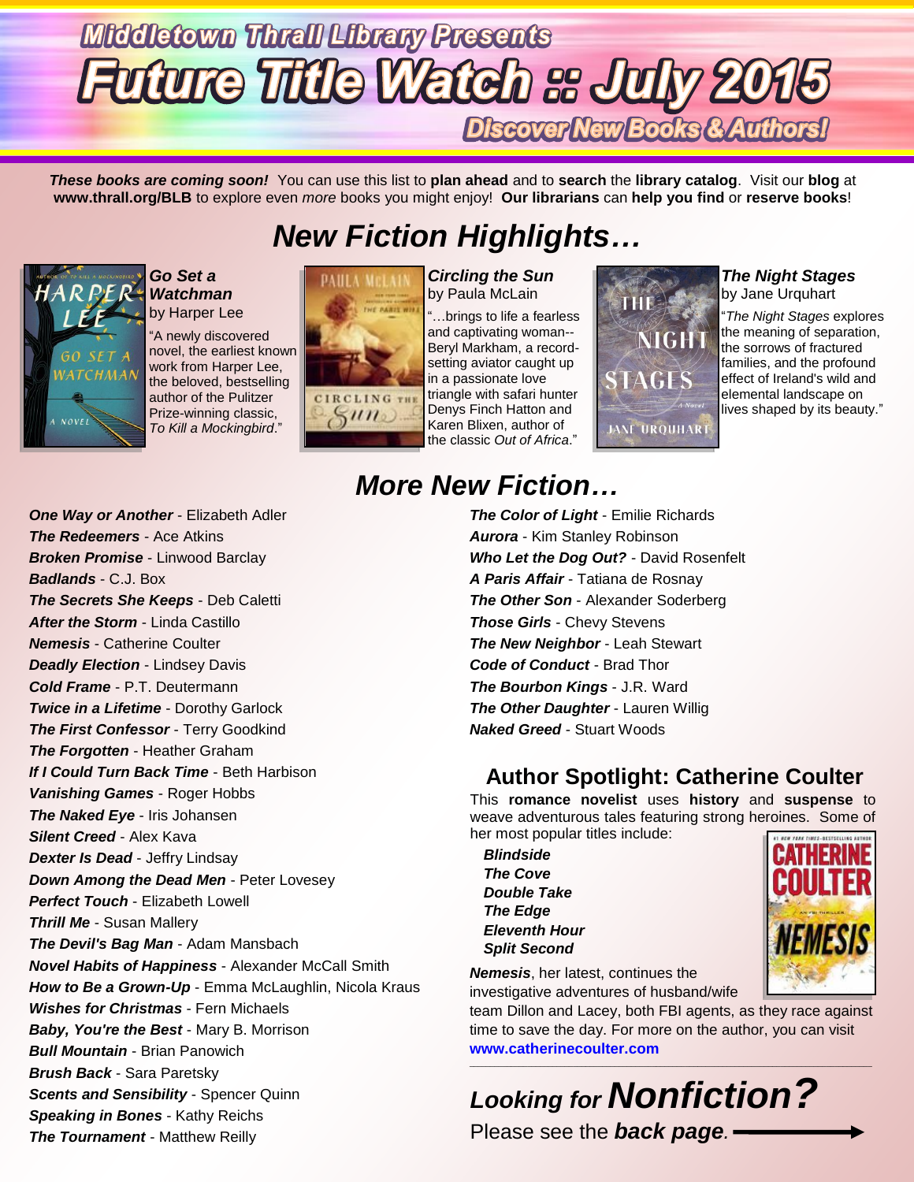# Middletown Thrall Library Presents

# Future Title Watch :: July 2015

## Discover New Books & Authors!

***These books are coming soon!*** You can use this list to **plan ahead** and to **search** the **library catalog**. Visit our **blog** at **www.thrall.org/BLB** to explore even *more* books you might enjoy! **Our librarians** can **help you find** or **reserve books**!

## New Fiction Highlights…

***Go Set a Watchman***
by Harper Lee

"A newly discovered novel, the earliest known work from Harper Lee, the beloved, bestselling author of the Pulitzer Prize-winning classic, *To Kill a Mockingbird*."

***Circling the Sun***
by Paula McLain

"…brings to life a fearless and captivating woman--Beryl Markham, a record-setting aviator caught up in a passionate love triangle with safari hunter Denys Finch Hatton and Karen Blixen, author of the classic *Out of Africa*."

***The Night Stages***
by Jane Urquhart

"*The Night Stages* explores the meaning of separation, the sorrows of fractured families, and the profound effect of Ireland's wild and elemental landscape on lives shaped by its beauty."

## More New Fiction…

- ***One Way or Another*** - Elizabeth Adler
- ***The Redeemers*** - Ace Atkins
- ***Broken Promise*** - Linwood Barclay
- ***Badlands*** - C.J. Box
- ***The Secrets She Keeps*** - Deb Caletti
- ***After the Storm*** - Linda Castillo
- ***Nemesis*** - Catherine Coulter
- ***Deadly Election*** - Lindsey Davis
- ***Cold Frame*** - P.T. Deutermann
- ***Twice in a Lifetime*** - Dorothy Garlock
- ***The First Confessor*** - Terry Goodkind
- ***The Forgotten*** - Heather Graham
- ***If I Could Turn Back Time*** - Beth Harbison
- ***Vanishing Games*** - Roger Hobbs
- ***The Naked Eye*** - Iris Johansen
- ***Silent Creed*** - Alex Kava
- ***Dexter Is Dead*** - Jeffry Lindsay
- ***Down Among the Dead Men*** - Peter Lovesey
- ***Perfect Touch*** - Elizabeth Lowell
- ***Thrill Me*** - Susan Mallery
- ***The Devil's Bag Man*** - Adam Mansbach
- ***Novel Habits of Happiness*** - Alexander McCall Smith
- ***How to Be a Grown-Up*** - Emma McLaughlin, Nicola Kraus
- ***Wishes for Christmas*** - Fern Michaels
- ***Baby, You're the Best*** - Mary B. Morrison
- ***Bull Mountain*** - Brian Panowich
- ***Brush Back*** - Sara Paretsky
- ***Scents and Sensibility*** - Spencer Quinn
- ***Speaking in Bones*** - Kathy Reichs
- ***The Tournament*** - Matthew Reilly
- ***The Color of Light*** - Emilie Richards
- ***Aurora*** - Kim Stanley Robinson
- ***Who Let the Dog Out?*** - David Rosenfelt
- ***A Paris Affair*** - Tatiana de Rosnay
- ***The Other Son*** - Alexander Soderberg
- ***Those Girls*** - Chevy Stevens
- ***The New Neighbor*** - Leah Stewart
- ***Code of Conduct*** - Brad Thor
- ***The Bourbon Kings*** - J.R. Ward
- ***The Other Daughter*** - Lauren Willig
- ***Naked Greed*** - Stuart Woods

## Author Spotlight: Catherine Coulter

This **romance novelist** uses **history** and **suspense** to weave adventurous tales featuring strong heroines. Some of her most popular titles include:

***Blindside***
***The Cove***
***Double Take***
***The Edge***
***Eleventh Hour***
***Split Second***

***Nemesis***, her latest, continues the investigative adventures of husband/wife team Dillon and Lacey, both FBI agents, as they race against time to save the day. For more on the author, you can visit **www.catherinecoulter.com**

---

## Looking for *Nonfiction?*

Please see the ***back page.*** ⟶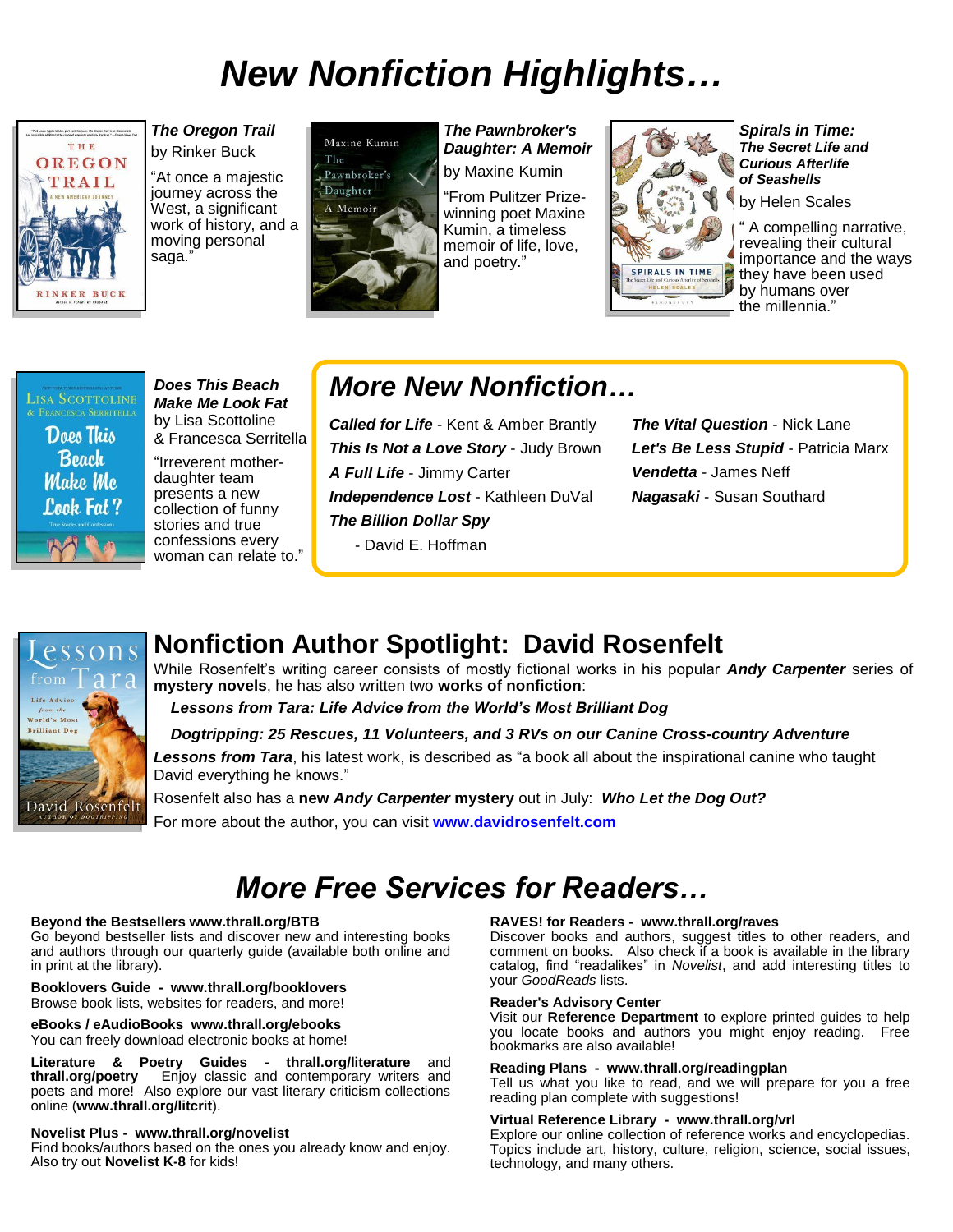# New Nonfiction Highlights…

***The Oregon Trail***
by Rinker Buck

"At once a majestic journey across the West, a significant work of history, and a moving personal saga."

***The Pawnbroker's Daughter: A Memoir***
by Maxine Kumin

"From Pulitzer Prize-winning poet Maxine Kumin, a timeless memoir of life, love, and poetry."

***Spirals in Time: The Secret Life and Curious Afterlife of Seashells***
by Helen Scales

" A compelling narrative, revealing their cultural importance and the ways they have been used by humans over the millennia."

***Does This Beach Make Me Look Fat***
by Lisa Scottoline & Francesca Serritella

"Irreverent mother-daughter team presents a new collection of funny stories and true confessions every woman can relate to."

## More New Nonfiction…

***Called for Life*** - Kent & Amber Brantly
***This Is Not a Love Story*** - Judy Brown
***A Full Life*** - Jimmy Carter
***Independence Lost*** - Kathleen DuVal
***The Billion Dollar Spy*** - David E. Hoffman
***The Vital Question*** - Nick Lane
***Let's Be Less Stupid*** - Patricia Marx
***Vendetta*** - James Neff
***Nagasaki*** - Susan Southard

## Nonfiction Author Spotlight: David Rosenfelt

While Rosenfelt's writing career consists of mostly fictional works in his popular ***Andy Carpenter*** series of **mystery novels**, he has also written two **works of nonfiction**:

***Lessons from Tara: Life Advice from the World's Most Brilliant Dog***

***Dogtripping: 25 Rescues, 11 Volunteers, and 3 RVs on our Canine Cross-country Adventure***

***Lessons from Tara***, his latest work, is described as "a book all about the inspirational canine who taught David everything he knows."

Rosenfelt also has a **new *Andy Carpenter* mystery** out in July: ***Who Let the Dog Out?***

For more about the author, you can visit **www.davidrosenfelt.com**

# More Free Services for Readers…

**Beyond the Bestsellers www.thrall.org/BTB**
Go beyond bestseller lists and discover new and interesting books and authors through our quarterly guide (available both online and in print at the library).

**Booklovers Guide - www.thrall.org/booklovers**
Browse book lists, websites for readers, and more!

**eBooks / eAudioBooks www.thrall.org/ebooks**
You can freely download electronic books at home!

**Literature & Poetry Guides - thrall.org/literature** and **thrall.org/poetry** Enjoy classic and contemporary writers and poets and more! Also explore our vast literary criticism collections online (**www.thrall.org/litcrit**).

**Novelist Plus - www.thrall.org/novelist**
Find books/authors based on the ones you already know and enjoy. Also try out **Novelist K-8** for kids!

**RAVES! for Readers - www.thrall.org/raves**
Discover books and authors, suggest titles to other readers, and comment on books. Also check if a book is available in the library catalog, find "readalikes" in *Novelist*, and add interesting titles to your *GoodReads* lists.

**Reader's Advisory Center**
Visit our **Reference Department** to explore printed guides to help you locate books and authors you might enjoy reading. Free bookmarks are also available!

**Reading Plans - www.thrall.org/readingplan**
Tell us what you like to read, and we will prepare for you a free reading plan complete with suggestions!

**Virtual Reference Library - www.thrall.org/vrl**
Explore our online collection of reference works and encyclopedias. Topics include art, history, culture, religion, science, social issues, technology, and many others.